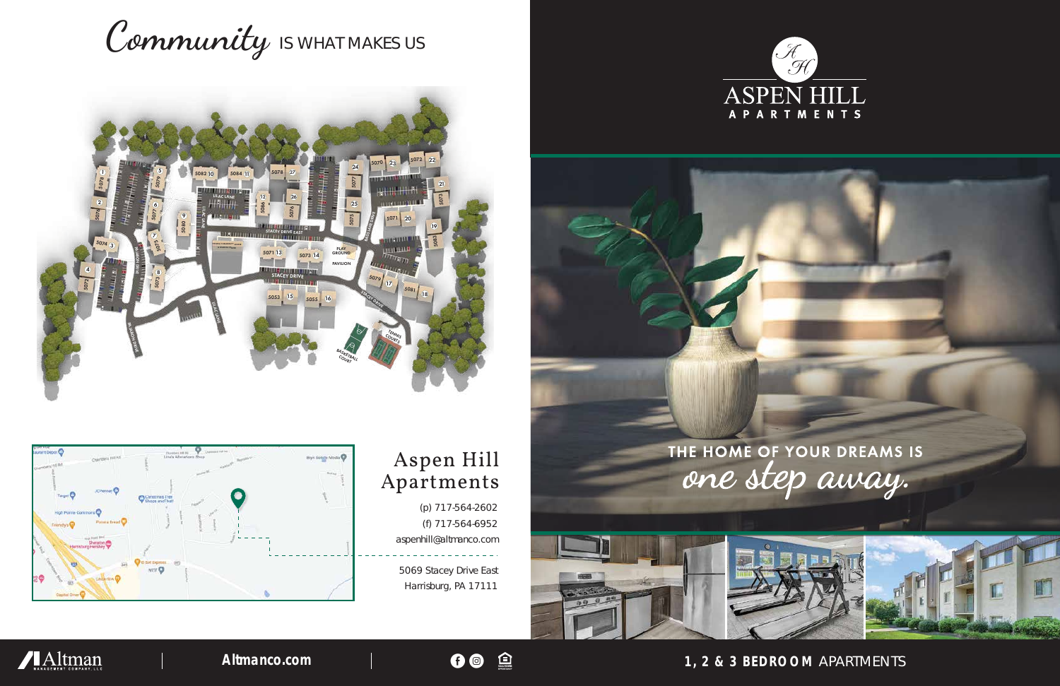# *Community* IS WHAT MAKES US

## Aspen Hill Apartments

(p) 717-564-2602
(f) 717-564-6952
aspenhill@altmanco.com

5069 Stacey Drive East
Harrisburg, PA 17111

ASPEN HILL
APARTMENTS

THE HOME OF YOUR DREAMS IS
*one step away.*

Altman MANAGEMENT COMPANY, LLC | **Altmanco.com**

**1, 2 & 3 BEDROOM** APARTMENTS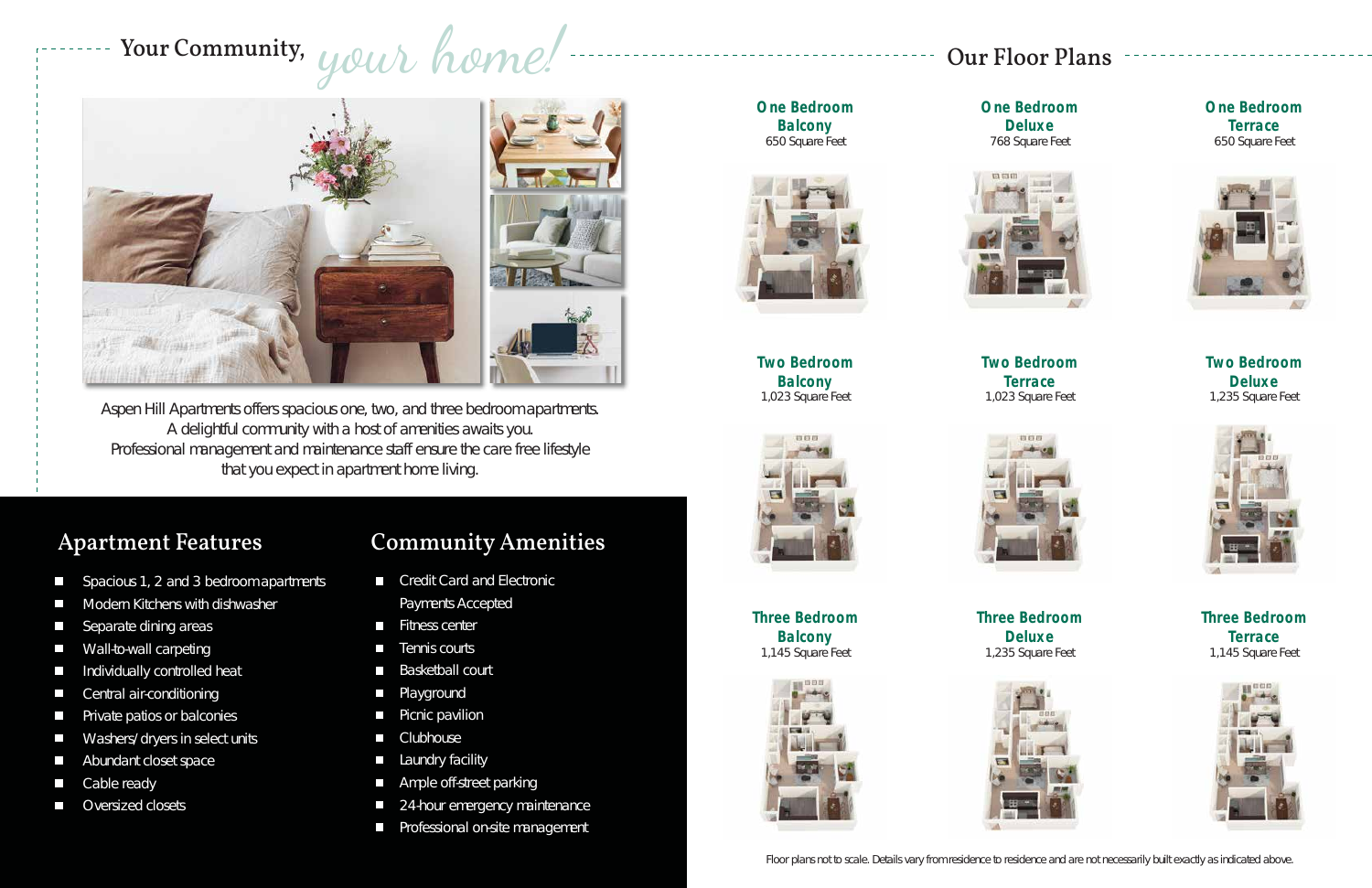# Your Community, *your home!*

Aspen Hill Apartments offers spacious one, two, and three bedroom apartments.
A delightful community with a host of amenities awaits you.
Professional management and maintenance staff ensure the care free lifestyle that you expect in apartment home living.

## Apartment Features

- Spacious 1, 2 and 3 bedroom apartments
- Modern Kitchens with dishwasher
- Separate dining areas
- Wall-to-wall carpeting
- Individually controlled heat
- Central air-conditioning
- Private patios or balconies
- Washers/dryers in select units
- Abundant closet space
- Cable ready
- Oversized closets

## Community Amenities

- Credit Card and Electronic Payments Accepted
- Fitness center
- Tennis courts
- Basketball court
- Playground
- Picnic pavilion
- Clubhouse
- Laundry facility
- Ample off-street parking
- 24-hour emergency maintenance
- Professional on-site management

## Our Floor Plans

**One Bedroom Balcony**
650 Square Feet

**One Bedroom Deluxe**
768 Square Feet

**One Bedroom Terrace**
650 Square Feet

**Two Bedroom Balcony**
1,023 Square Feet

**Two Bedroom Terrace**
1,023 Square Feet

**Two Bedroom Deluxe**
1,235 Square Feet

**Three Bedroom Balcony**
1,145 Square Feet

**Three Bedroom Deluxe**
1,235 Square Feet

**Three Bedroom Terrace**
1,145 Square Feet

Floor plans not to scale. Details vary from residence to residence and are not necessarily built exactly as indicated above.